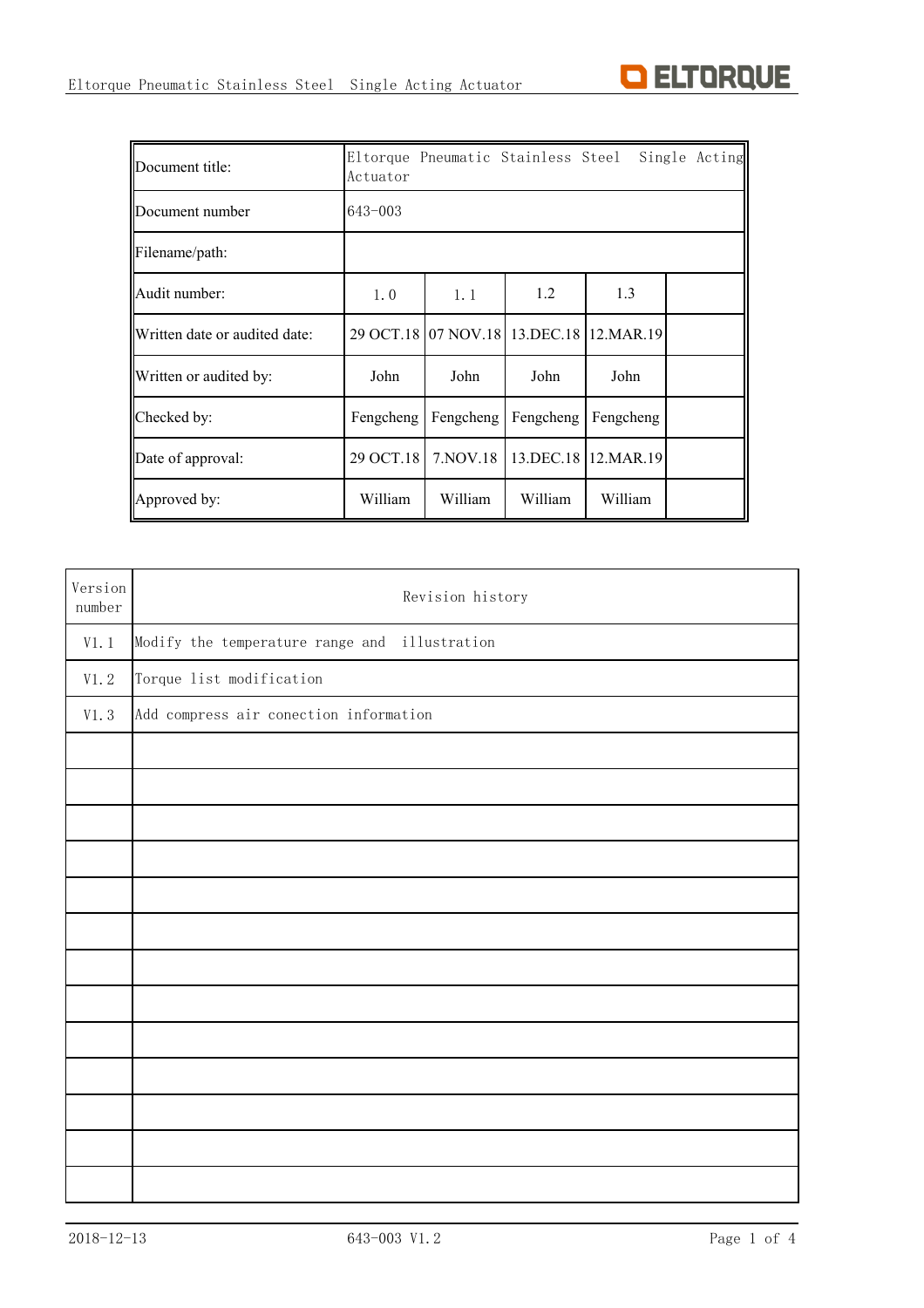| Document title: | Eltorque Pneumatic Stainless Steel Single Acting Actuator | | | |
|---|---|---|---|---|
| Document number | 643-003 | | | |
| Filename/path: | | | | |
| Audit number: | 1.0 | 1.1 | 1.2 | 1.3 | |
| Written date or audited date: | 29 OCT.18 | 07 NOV.18 | 13.DEC.18 | 12.MAR.19 | |
| Written or audited by: | John | John | John | John | |
| Checked by: | Fengcheng | Fengcheng | Fengcheng | Fengcheng | |
| Date of approval: | 29 OCT.18 | 7.NOV.18 | 13.DEC.18 | 12.MAR.19 | |
| Approved by: | William | William | William | William | |

| Version number | Revision history |
|---|---|
| V1.1 | Modify the temperature range and illustration |
| V1.2 | Torque list modification |
| V1.3 | Add compress air conection information |
| | |
| | |
| | |
| | |
| | |
| | |
| | |
| | |
| | |
| | |
| | |
| | |
| | |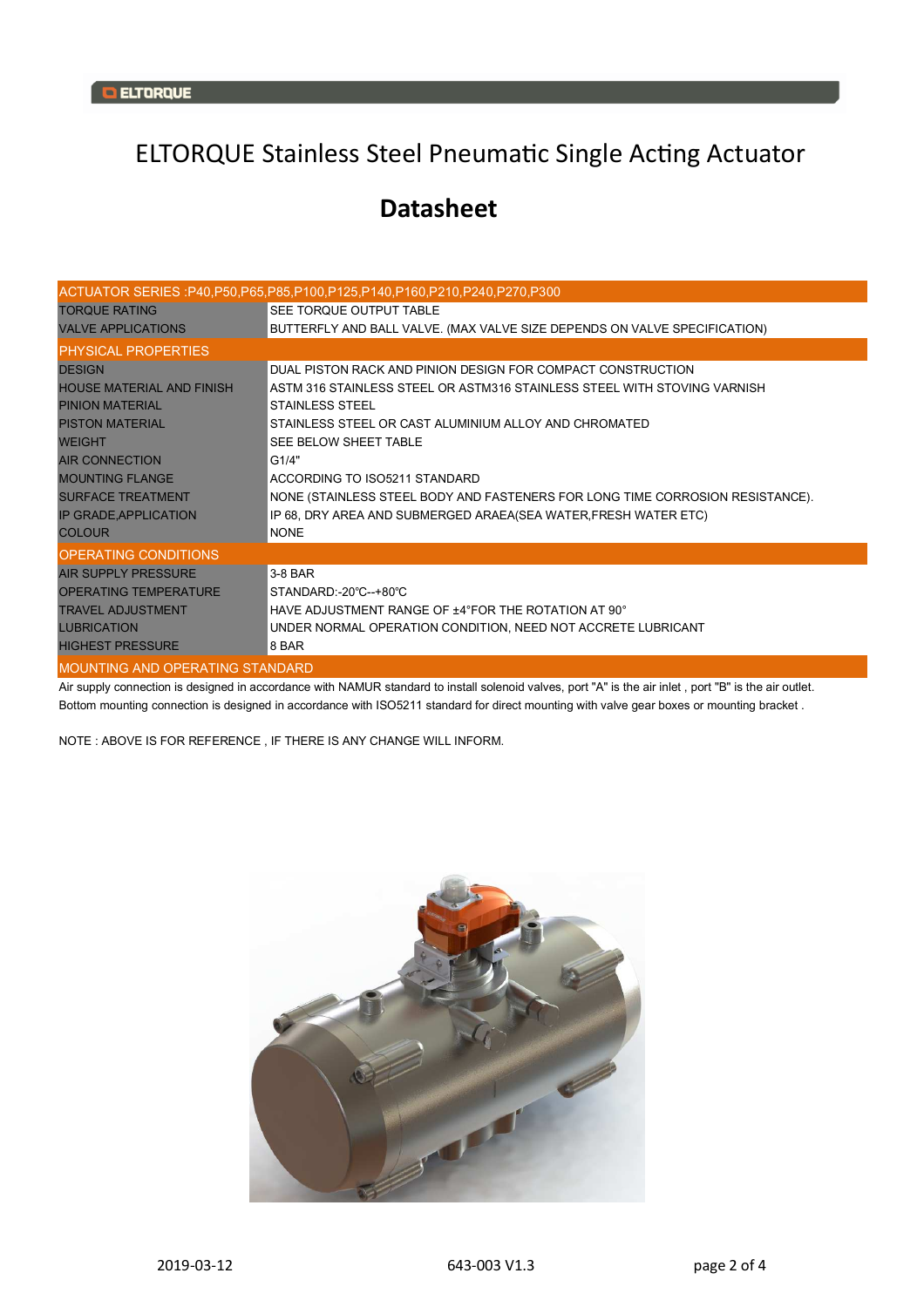# ELTORQUE Stainless Steel Pneumatic Single Acting Actuator

## Datasheet

| ACTUATOR SERIES :P40,P50,P65,P85,P100,P125,P140,P160,P210,P240,P270,P300 | |
|---|---|
| TORQUE RATING | SEE TORQUE OUTPUT TABLE |
| VALVE APPLICATIONS | BUTTERFLY AND BALL VALVE. (MAX VALVE SIZE DEPENDS ON VALVE SPECIFICATION) |
| **PHYSICAL PROPERTIES** | |
| DESIGN | DUAL PISTON RACK AND PINION DESIGN FOR COMPACT CONSTRUCTION |
| HOUSE MATERIAL AND FINISH | ASTM 316 STAINLESS STEEL OR ASTM316 STAINLESS STEEL WITH STOVING VARNISH |
| PINION MATERIAL | STAINLESS STEEL |
| PISTON MATERIAL | STAINLESS STEEL OR CAST ALUMINIUM ALLOY AND CHROMATED |
| WEIGHT | SEE BELOW SHEET TABLE |
| AIR CONNECTION | G1/4" |
| MOUNTING FLANGE | ACCORDING TO ISO5211 STANDARD |
| SURFACE TREATMENT | NONE (STAINLESS STEEL BODY AND FASTENERS FOR LONG TIME CORROSION RESISTANCE). |
| IP GRADE,APPLICATION | IP 68, DRY AREA AND SUBMERGED ARAEA(SEA WATER,FRESH WATER ETC) |
| COLOUR | NONE |
| **OPERATING CONDITIONS** | |
| AIR SUPPLY PRESSURE | 3-8 BAR |
| OPERATING TEMPERATURE | STANDARD:-20℃--+80℃ |
| TRAVEL ADJUSTMENT | HAVE ADJUSTMENT RANGE OF ±4°FOR THE ROTATION AT 90° |
| LUBRICATION | UNDER NORMAL OPERATION CONDITION, NEED NOT ACCRETE LUBRICANT |
| HIGHEST PRESSURE | 8 BAR |

**MOUNTING AND OPERATING STANDARD**

Air supply connection is designed in accordance with NAMUR standard to install solenoid valves, port "A" is the air inlet , port "B" is the air outlet.
Bottom mounting connection is designed in accordance with ISO5211 standard for direct mounting with valve gear boxes or mounting bracket .

NOTE : ABOVE IS FOR REFERENCE , IF THERE IS ANY CHANGE WILL INFORM.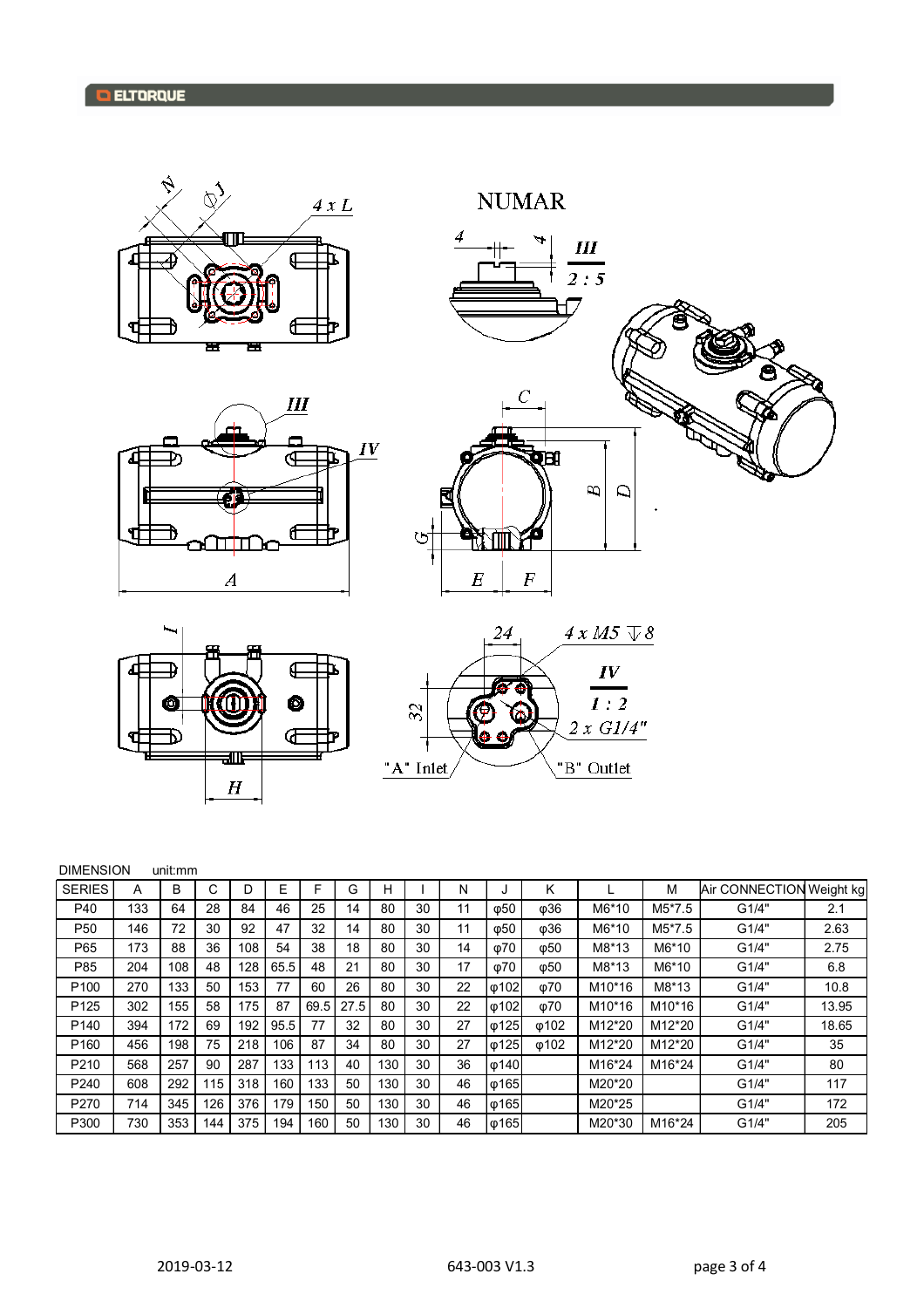ELTORQUE

NUMAR

DIMENSION unit:mm

| SERIES | A | B | C | D | E | F | G | H | I | N | J | K | L | M | Air CONNECTION | Weight kg |
|---|---|---|---|---|---|---|---|---|---|---|---|---|---|---|---|---|
| P40 | 133 | 64 | 28 | 84 | 46 | 25 | 14 | 80 | 30 | 11 | φ50 | φ36 | M6*10 | M5*7.5 | G1/4" | 2.1 |
| P50 | 146 | 72 | 30 | 92 | 47 | 32 | 14 | 80 | 30 | 11 | φ50 | φ36 | M6*10 | M5*7.5 | G1/4" | 2.63 |
| P65 | 173 | 88 | 36 | 108 | 54 | 38 | 18 | 80 | 30 | 14 | φ70 | φ50 | M8*13 | M6*10 | G1/4" | 2.75 |
| P85 | 204 | 108 | 48 | 128 | 65.5 | 48 | 21 | 80 | 30 | 17 | φ70 | φ50 | M8*13 | M6*10 | G1/4" | 6.8 |
| P100 | 270 | 133 | 50 | 153 | 77 | 60 | 26 | 80 | 30 | 22 | φ102 | φ70 | M10*16 | M8*13 | G1/4" | 10.8 |
| P125 | 302 | 155 | 58 | 175 | 87 | 69.5 | 27.5 | 80 | 30 | 22 | φ102 | φ70 | M10*16 | M10*16 | G1/4" | 13.95 |
| P140 | 394 | 172 | 69 | 192 | 95.5 | 77 | 32 | 80 | 30 | 27 | φ125 | φ102 | M12*20 | M12*20 | G1/4" | 18.65 |
| P160 | 456 | 198 | 75 | 218 | 106 | 87 | 34 | 80 | 30 | 27 | φ125 | φ102 | M12*20 | M12*20 | G1/4" | 35 |
| P210 | 568 | 257 | 90 | 287 | 133 | 113 | 40 | 130 | 30 | 36 | φ140 | | M16*24 | M16*24 | G1/4" | 80 |
| P240 | 608 | 292 | 115 | 318 | 160 | 133 | 50 | 130 | 30 | 46 | φ165 | | M20*20 | | G1/4" | 117 |
| P270 | 714 | 345 | 126 | 376 | 179 | 150 | 50 | 130 | 30 | 46 | φ165 | | M20*25 | | G1/4" | 172 |
| P300 | 730 | 353 | 144 | 375 | 194 | 160 | 50 | 130 | 30 | 46 | φ165 | | M20*30 | M16*24 | G1/4" | 205 |

2019-03-12 643-003 V1.3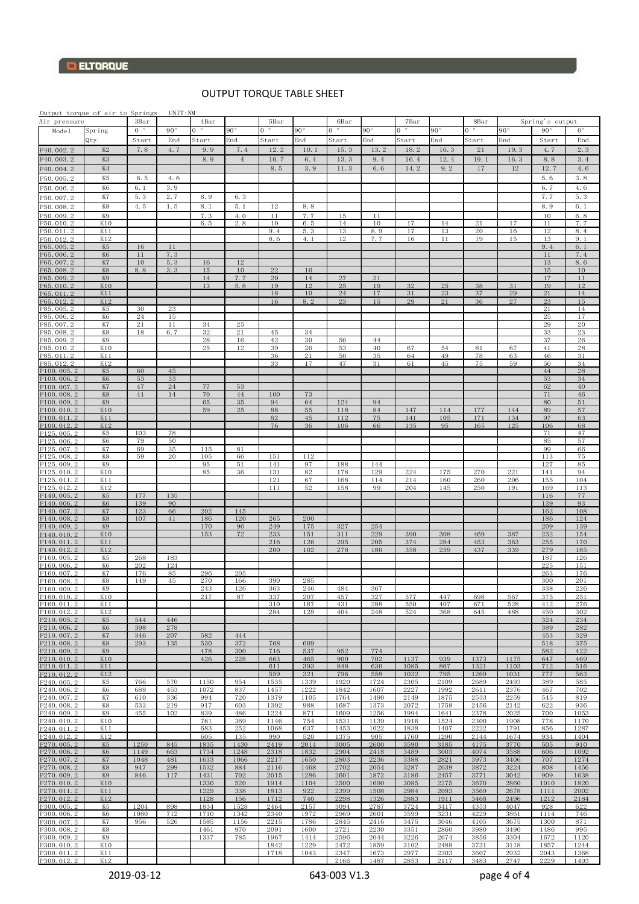# OUTPUT TORQUE TABLE SHEET

Output torque of air to Springs UNIT:NM

| Air pressure | | 3Bar | | 4Bar | | 5Bar | | 6Bar | | 7Bar | | 8Bar | | Spring's output | |
|---|---|---|---|---|---|---|---|---|---|---|---|---|---|---|---|
| Model | Spring Qty. | 0° Start | 90° End | 0° Start | 90° End | 0° Start | 90° End | 0° Start | 90° End | 0° Start | 90° End | 0° Start | 90° End | 90° Start | 0° End |
| P40.002.2 | K2 | 7.8 | 4.7 | 9.9 | 7.4 | 12.2 | 10.1 | 15.3 | 13.2 | 18.2 | 16.3 | 21 | 19.3 | 4.7 | 2.3 |
| P40.003.2 | K3 | | | 8.9 | 4 | 10.7 | 6.4 | 13.3 | 9.4 | 16.4 | 12.4 | 19.1 | 16.3 | 8.8 | 3.4 |
| P40.004.2 | K4 | | | | | 8.5 | 3.9 | 11.3 | 6.6 | 14.2 | 9.2 | 17 | 12 | 12.7 | 4.6 |
| P50.005.2 | K5 | 6.5 | 4.6 | | | | | | | | | | | 5.6 | 3.8 |
| P50.006.2 | K6 | 6.1 | 3.9 | | | | | | | | | | | 6.7 | 4.6 |
| P50.007.2 | K7 | 5.3 | 2.7 | 8.9 | 6.3 | | | | | | | | | 7.7 | 5.3 |
| P50.008.2 | K8 | 4.5 | 1.5 | 8.1 | 5.1 | 12 | 8.8 | | | | | | | 8.9 | 6.1 |
| P50.009.2 | K9 | | | 7.3 | 4.0 | 11 | 7.7 | 15 | 11 | | | | | 10 | 6.8 |
| P50.010.2 | K10 | | | 6.5 | 2.8 | 10 | 6.5 | 14 | 10 | 17 | 14 | 21 | 17 | 11 | 7.7 |
| P50.011.2 | K11 | | | | | 9.4 | 5.3 | 13 | 8.9 | 17 | 13 | 20 | 16 | 12 | 8.4 |
| P50.012.2 | K12 | | | | | 8.6 | 4.1 | 12 | 7.7 | 16 | 11 | 19 | 15 | 13 | 9.1 |
| P65.005.2 | K5 | 16 | 11 | | | | | | | | | | | 9.4 | 6.1 |
| P65.006.2 | K6 | 11 | 7.3 | | | | | | | | | | | 11 | 7.4 |
| P65.007.2 | K7 | 10 | 5.3 | 16 | 12 | | | | | | | | | 13 | 8.6 |
| P65.008.2 | K8 | 8.8 | 3.3 | 15 | 10 | 22 | 16 | | | | | | | 15 | 10 |
| P65.009.2 | K9 | | | 14 | 7.7 | 20 | 14 | 27 | 21 | | | | | 17 | 11 |
| P65.010.2 | K10 | | | 13 | 5.8 | 19 | 12 | 25 | 19 | 32 | 25 | 38 | 31 | 19 | 12 |
| P65.011.2 | K11 | | | | | 18 | 10 | 24 | 17 | 31 | 23 | 37 | 29 | 21 | 14 |
| P65.012.2 | K12 | | | | | 16 | 8.2 | 23 | 15 | 29 | 21 | 36 | 27 | 23 | 15 |
| P85.005.2 | K5 | 30 | 23 | | | | | | | | | | | 21 | 14 |
| P85.006.2 | K6 | 24 | 15 | | | | | | | | | | | 25 | 17 |
| P85.007.2 | K7 | 21 | 11 | 34 | 25 | | | | | | | | | 29 | 20 |
| P85.008.2 | K8 | 18 | 6.7 | 32 | 21 | 45 | 34 | | | | | | | 33 | 23 |
| P85.009.2 | K9 | | | 28 | 16 | 42 | 30 | 56 | 44 | | | | | 37 | 26 |
| P85.010.2 | K10 | | | 25 | 12 | 39 | 26 | 53 | 40 | 67 | 54 | 81 | 67 | 41 | 28 |
| P85.011.2 | K11 | | | | | 36 | 21 | 50 | 35 | 64 | 49 | 78 | 63 | 46 | 31 |
| P85.012.2 | K12 | | | | | 33 | 17 | 47 | 31 | 61 | 45 | 75 | 59 | 50 | 34 |
| P100.005.2 | K5 | 60 | 45 | | | | | | | | | | | 44 | 28 |
| P100.006.2 | K6 | 53 | 33 | | | | | | | | | | | 53 | 34 |
| P100.007.2 | K7 | 47 | 24 | 77 | 53 | | | | | | | | | 62 | 40 |
| P100.008.2 | K8 | 41 | 14 | 70 | 44 | 100 | 73 | | | | | | | 71 | 46 |
| P100.009.2 | K9 | | | 65 | 35 | 94 | 64 | 124 | 94 | | | | | 80 | 51 |
| P100.010.2 | K10 | | | 59 | 25 | 88 | 55 | 118 | 84 | 147 | 114 | 177 | 144 | 89 | 57 |
| P100.011.2 | K11 | | | | | 82 | 45 | 112 | 75 | 141 | 105 | 171 | 134 | 97 | 63 |
| P100.012.2 | K12 | | | | | 76 | 36 | 106 | 66 | 135 | 95 | 165 | 125 | 106 | 68 |
| P125.005.2 | K5 | 103 | 78 | | | | | | | | | | | 71 | 47 |
| P125.006.2 | K6 | 79 | 50 | | | | | | | | | | | 85 | 57 |
| P125.007.2 | K7 | 69 | 35 | 115 | 81 | | | | | | | | | 99 | 66 |
| P125.008.2 | K8 | 59 | 20 | 105 | 66 | 151 | 112 | | | | | | | 113 | 75 |
| P125.009.2 | K9 | | | 95 | 51 | 141 | 97 | 188 | 144 | | | | | 127 | 85 |
| P125.010.2 | K10 | | | 85 | 36 | 131 | 82 | 178 | 129 | 224 | 175 | 270 | 221 | 141 | 94 |
| P125.011.2 | K11 | | | | | 121 | 67 | 168 | 114 | 214 | 160 | 260 | 206 | 155 | 104 |
| P125.012.2 | K12 | | | | | 111 | 52 | 158 | 99 | 204 | 145 | 250 | 191 | 169 | 113 |
| P140.005.2 | K5 | 177 | 135 | | | | | | | | | | | 116 | 77 |
| P140.006.2 | K6 | 139 | 90 | | | | | | | | | | | 139 | 93 |
| P140.007.2 | K7 | 123 | 66 | 202 | 145 | | | | | | | | | 162 | 108 |
| P140.008.2 | K8 | 107 | 41 | 186 | 120 | 265 | 200 | | | | | | | 186 | 124 |
| P140.009.2 | K9 | | | 170 | 96 | 249 | 175 | 327 | 254 | | | | | 209 | 139 |
| P140.010.2 | K10 | | | 153 | 72 | 233 | 151 | 311 | 229 | 390 | 308 | 469 | 387 | 232 | 154 |
| P140.011.2 | K11 | | | | | 216 | 126 | 295 | 205 | 374 | 284 | 453 | 363 | 255 | 170 |
| P140.012.2 | K12 | | | | | 200 | 102 | 278 | 180 | 358 | 259 | 437 | 339 | 279 | 185 |
| P160.005.2 | K5 | 268 | 183 | | | | | | | | | | | 187 | 126 |
| P160.006.2 | K6 | 202 | 124 | | | | | | | | | | | 225 | 151 |
| P160.007.2 | K7 | 176 | 85 | 296 | 205 | | | | | | | | | 263 | 176 |
| P160.008.2 | K8 | 149 | 45 | 270 | 166 | 390 | 285 | | | | | | | 300 | 201 |
| P160.009.2 | K9 | | | 243 | 126 | 363 | 246 | 484 | 367 | | | | | 338 | 226 |
| P160.010.2 | K10 | | | 217 | 87 | 337 | 207 | 457 | 327 | 577 | 447 | 698 | 567 | 375 | 251 |
| P160.011.2 | K11 | | | | | 310 | 167 | 431 | 288 | 550 | 407 | 671 | 528 | 412 | 276 |
| P160.012.2 | K12 | | | | | 284 | 128 | 404 | 248 | 524 | 368 | 645 | 488 | 450 | 302 |
| P210.005.2 | K5 | 544 | 446 | | | | | | | | | | | 324 | 234 |
| P210.006.2 | K6 | 398 | 278 | | | | | | | | | | | 389 | 282 |
| P210.007.2 | K7 | 346 | 207 | 582 | 444 | | | | | | | | | 453 | 329 |
| P210.008.2 | K8 | 293 | 135 | 530 | 372 | 768 | 609 | | | | | | | 518 | 375 |
| P210.009.2 | K9 | | | 478 | 300 | 716 | 537 | 952 | 774 | | | | | 582 | 422 |
| P210.010.2 | K10 | | | 426 | 228 | 663 | 465 | 900 | 702 | 1137 | 939 | 1373 | 1175 | 647 | 469 |
| P210.011.2 | K11 | | | | | 611 | 393 | 848 | 630 | 1085 | 867 | 1321 | 1103 | 712 | 516 |
| P210.012.2 | K12 | | | | | 559 | 321 | 796 | 558 | 1032 | 795 | 1269 | 1031 | 777 | 563 |
| P240.005.2 | K5 | 766 | 570 | 1150 | 954 | 1535 | 1339 | 1920 | 1724 | 2305 | 2109 | 2689 | 2493 | 389 | 585 |
| P240.006.2 | K6 | 688 | 453 | 1072 | 837 | 1457 | 1222 | 1842 | 1607 | 2227 | 1992 | 2611 | 2376 | 467 | 702 |
| P240.007.2 | K7 | 610 | 336 | 994 | 720 | 1379 | 1105 | 1764 | 1490 | 2149 | 1875 | 2533 | 2259 | 545 | 819 |
| P240.008.2 | K8 | 533 | 219 | 917 | 603 | 1302 | 988 | 1687 | 1373 | 2072 | 1758 | 2456 | 2142 | 622 | 936 |
| P240.009.2 | K9 | 455 | 102 | 839 | 486 | 1224 | 871 | 1609 | 1256 | 1994 | 1641 | 2378 | 2025 | 700 | 1053 |
| P240.010.2 | K10 | | | 761 | 369 | 1146 | 754 | 1531 | 1139 | 1916 | 1524 | 2300 | 1908 | 778 | 1170 |
| P240.011.2 | K11 | | | 683 | 252 | 1068 | 637 | 1453 | 1022 | 1838 | 1407 | 2222 | 1791 | 856 | 1287 |
| P240.012.2 | K12 | | | 605 | 135 | 990 | 520 | 1375 | 905 | 1760 | 1290 | 2144 | 1674 | 934 | 1404 |
| P270.005.2 | K5 | 1250 | 845 | 1835 | 1430 | 2419 | 2014 | 3005 | 2600 | 3590 | 3185 | 4175 | 3770 | 505 | 910 |
| P270.006.2 | K6 | 1149 | 663 | 1734 | 1248 | 2318 | 1832 | 2904 | 2418 | 3489 | 3003 | 4074 | 3588 | 606 | 1092 |
| P270.007.2 | K7 | 1048 | 481 | 1633 | 1066 | 2217 | 1650 | 2803 | 2236 | 3388 | 2821 | 3973 | 3406 | 707 | 1274 |
| P270.008.2 | K8 | 947 | 299 | 1532 | 884 | 2116 | 1468 | 2702 | 2054 | 3287 | 2639 | 3872 | 3224 | 808 | 1456 |
| P270.009.2 | K9 | 846 | 117 | 1431 | 702 | 2015 | 1286 | 2601 | 1872 | 3186 | 2457 | 3771 | 3042 | 909 | 1638 |
| P270.010.2 | K10 | | | 1330 | 520 | 1914 | 1104 | 2500 | 1690 | 3085 | 2275 | 3670 | 2860 | 1010 | 1820 |
| P270.011.2 | K11 | | | 1229 | 338 | 1813 | 922 | 2399 | 1508 | 2984 | 2093 | 3569 | 2678 | 1111 | 2002 |
| P270.012.2 | K12 | | | 1128 | 156 | 1712 | 740 | 2298 | 1326 | 2883 | 1911 | 3468 | 2496 | 1212 | 2184 |
| P300.005.2 | K5 | 1204 | 898 | 1834 | 1528 | 2464 | 2157 | 3094 | 2787 | 3724 | 3417 | 4353 | 4047 | 928 | 622 |
| P300.006.2 | K6 | 1080 | 712 | 1710 | 1342 | 2340 | 1972 | 2969 | 2601 | 3599 | 3231 | 4229 | 3861 | 1114 | 746 |
| P300.007.2 | K7 | 956 | 526 | 1585 | 1156 | 2215 | 1786 | 2845 | 2416 | 3475 | 3046 | 4105 | 3675 | 1300 | 871 |
| P300.008.2 | K8 | | | 1461 | 970 | 2091 | 1600 | 2721 | 2230 | 3351 | 2860 | 3980 | 3490 | 1486 | 995 |
| P300.009.2 | K9 | | | 1337 | 785 | 1967 | 1414 | 2596 | 2044 | 3226 | 2674 | 3856 | 3304 | 1672 | 1120 |
| P300.010.2 | K10 | | | | | 1842 | 1229 | 2472 | 1859 | 3102 | 2488 | 3731 | 3118 | 1857 | 1244 |
| P300.011.2 | K11 | | | | | 1718 | 1043 | 2347 | 1673 | 2977 | 2303 | 3607 | 2932 | 2043 | 1368 |
| P300.012.2 | K12 | | | | | | | 2166 | 1487 | 2853 | 2117 | 3483 | 2747 | 2229 | 1493 |

2019-03-12 643-003 V1.3